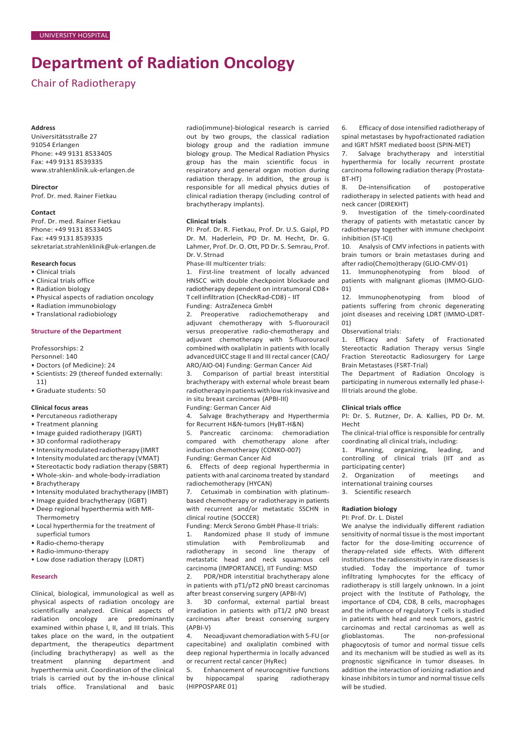UNIVERSITY HOSPITAL

# Department of Radiation Oncology

## Chair of Radiotherapy

**Address**
Universitätsstraße 27
91054 Erlangen
Phone: +49 9131 8533405
Fax: +49 9131 8539335
www.strahlenklinik.uk-erlangen.de

**Director**
Prof. Dr. med. Rainer Fietkau

**Contact**
Prof. Dr. med. Rainer Fietkau
Phone: +49 9131 8533405
Fax: +49 9131 8539335
sekretariat.strahlenklinik@uk-erlangen.de

**Research focus**
- Clinical trials
- Clinical trials office
- Radiation biology
- Physical aspects of radiation oncology
- Radiation immunobiology
- Translational radiobiology

### Structure of the Department

Professorships: 2
Personnel: 140
- Doctors (of Medicine): 24
- Scientists: 29 (thereof funded externally: 11)
- Graduate students: 50

**Clinical focus areas**
- Percutaneous radiotherapy
- Treatment planning
- Image guided radiotherapy (IGRT)
- 3D conformal radiotherapy
- Intensity modulated radiotherapy (IMRT
- Intensity modulated arc therapy (VMAT)
- Stereotactic body radiation therapy (SBRT)
- Whole-skin- and whole-body-irradiation
- Brachytherapy
- Intensity modulated brachytherapy (IMBT)
- Image guided brachytherapy (IGBT)
- Deep regional hyperthermia with MR-Thermometry
- Local hyperthermia for the treatment of superficial tumors
- Radio-chemo-therapy
- Radio-immuno-therapy
- Low dose radiation therapy (LDRT)

### Research

Clinical, biological, immunological as well as physical aspects of radiation oncology are scientifically analyzed. Clinical aspects of radiation oncology are predominantly examined within phase I, II, and III trials. This takes place on the ward, in the outpatient department, the therapeutics department (including brachytherapy) as well as the treatment planning department and hyperthermia unit. Coordination of the clinical trials is carried out by the in-house clinical trials office. Translational and basic radio(immune)-biological research is carried out by two groups, the classical radiation biology group and the radiation immune biology group. The Medical Radiation Physics group has the main scientific focus in respiratory and general organ motion during radiation therapy. In addition, the group is responsible for all medical physics duties of clinical radiation therapy (including control of brachytherapy implants).

**Clinical trials**
PI: Prof. Dr. R. Fietkau, Prof. Dr. U.S. Gaipl, PD Dr. M. Haderlein, PD Dr. M. Hecht, Dr. G. Lahmer, Prof. Dr. O. Ott, PD Dr. S. Semrau, Prof. Dr. V. Strnad

Phase-III multicenter trials:

1. First-line treatment of locally advanced HNSCC with double checkpoint blockade and radiotherapy dependent on intratumoral CD8+ T cell infiltration (CheckRad-CD8) - IIT
Funding: AstraZeneca GmbH
2. Preoperative radiochemotherapy and adjuvant chemotherapy with 5-fluorouracil versus preoperative radio-chemotherapy and adjuvant chemotherapy with 5-fluorouracil combined with oxaliplatin in patients with locally advanced UICC stage II and III rectal cancer (CAO/ARO/AIO-04) Funding: German Cancer Aid
3. Comparison of partial breast interstitial brachytherapy with external whole breast beam radiotherapy in patients with low risk invasive and in situ breast carcinomas (APBI-III)
Funding: German Cancer Aid
4. Salvage Brachytherapy and Hyperthermia for Recurrent H&N-tumors (HyBT-H&N)
5. Pancreatic carcinoma: chemoradiation compared with chemotherapy alone after induction chemotherapy (CONKO-007)
Funding: German Cancer Aid
6. Effects of deep regional hyperthermia in patients with anal carcinoma treated by standard radiochemotherapy (HYCAN)
7. Cetuximab in combination with platinum-based chemotherapy or radiotherapy in patients with recurrent and/or metastatic SSCHN in clinical routine (SOCCER)
Funding: Merck Serono GmbH Phase-II trials:

1. Randomized phase II study of immune stimulation with Pembrolizumab and radiotherapy in second line therapy of metastatic head and neck squamous cell carcinoma (IMPORTANCE), IIT Funding: MSD
2. PDR/HDR interstitial brachytherapy alone in patients with pT1/pT2 pN0 breast carcinomas after breast conserving surgery (APBI-IV)
3. 3D conformal, external partial breast irradiation in patients with pT1/2 pN0 breast carcinomas after breast conserving surgery (APBI-V)
4. Neoadjuvant chemoradiation with 5-FU (or capecitabine) and oxaliplatin combined with deep regional hyperthermia in locally advanced or recurrent rectal cancer (HyRec)
5. Enhancement of neurocognitive functions by hippocampal sparing radiotherapy (HIPPOSPARE 01)
6. Efficacy of dose intensified radiotherapy of spinal metastases by hypofractionated radiation and IGRT hfSRT mediated boost (SPIN-MET)
7. Salvage brachytherapy and interstitial hyperthermia for locally recurrent prostate carcinoma following radiation therapy (Prostata-BT-HT)
8. De-intensification of postoperative radiotherapy in selected patients with head and neck cancer (DIREKHT)
9. Investigation of the timely-coordinated therapy of patients with metastatic cancer by radiotherapy together with immune checkpoint inhibition (ST-ICI)
10. Analysis of CMV infections in patients with brain tumors or brain metastases during and after radio(Chemo)therapy (GLIO-CMV-01)
11. Immunophenotyping from blood of patients with malignant gliomas (IMMO-GLIO-01)
12. Immunophenotyping from blood of patients suffering from chronic degenerating joint diseases and receiving LDRT (IMMO-LDRT-01)

Observational trials:

1. Efficacy and Safety of Fractionated Stereotactic Radiation Therapy versus Single Fraction Stereotactic Radiosurgery for Large Brain Metastases (FSRT-Trial)

The Department of Radiation Oncology is participating in numerous externally led phase-I-III trials around the globe.

**Clinical trials office**
PI: Dr. S. Rutzner, Dr. A. Kallies, PD Dr. M. Hecht

The clinical-trial office is responsible for centrally coordinating all clinical trials, including:

1. Planning, organizing, leading, and controlling of clinical trials (IIT and as participating center)
2. Organization of meetings and international training courses
3. Scientific research

**Radiation biology**
PI: Prof. Dr. L. Distel

We analyse the individually different radiation sensitivity of normal tissue is the most important factor for the dose-limiting occurrence of therapy-related side effects. With different institutions the radiosensitivity in rare diseases is studied. Today the importance of tumor infiltrating lymphocytes for the efficacy of radiotherapy is still largely unknown. In a joint project with the Institute of Pathology, the importance of CD4, CD8, B cells, macrophages and the influence of regulatory T cells is studied in patients with head and neck tumors, gastric carcinomas and rectal carcinomas as well as glioblastomas. The non-professional phagocytosis of tumor and normal tissue cells and its mechanism will be studied as well as its prognostic significance in tumor diseases. In addition the interaction of ionizing radiation and kinase inhibitors in tumor and normal tissue cells will be studied.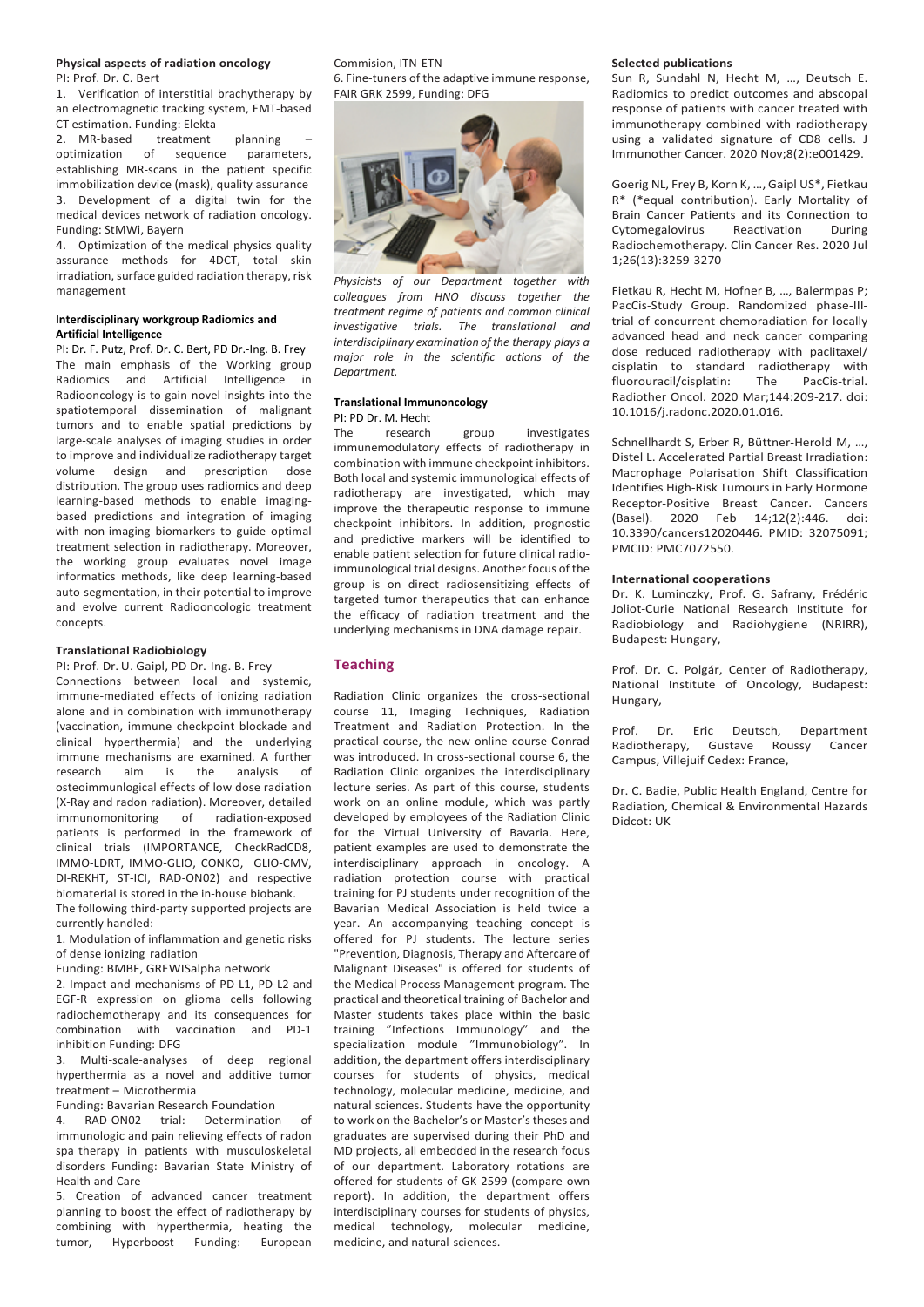**Physical aspects of radiation oncology**
PI: Prof. Dr. C. Bert

1. Verification of interstitial brachytherapy by an electromagnetic tracking system, EMT-based CT estimation. Funding: Elekta
2. MR-based treatment planning – optimization of sequence parameters, establishing MR-scans in the patient specific immobilization device (mask), quality assurance
3. Development of a digital twin for the medical devices network of radiation oncology. Funding: StMWi, Bayern
4. Optimization of the medical physics quality assurance methods for 4DCT, total skin irradiation, surface guided radiation therapy, risk management

**Interdisciplinary workgroup Radiomics and Artificial Intelligence**
PI: Dr. F. Putz, Prof. Dr. C. Bert, PD Dr.-Ing. B. Frey

The main emphasis of the Working group Radiomics and Artificial Intelligence in Radiooncology is to gain novel insights into the spatiotemporal dissemination of malignant tumors and to enable spatial predictions by large-scale analyses of imaging studies in order to improve and individualize radiotherapy target volume design and prescription dose distribution. The group uses radiomics and deep learning-based methods to enable imaging-based predictions and integration of imaging with non-imaging biomarkers to guide optimal treatment selection in radiotherapy. Moreover, the working group evaluates novel image informatics methods, like deep learning-based auto-segmentation, in their potential to improve and evolve current Radiooncologic treatment concepts.

**Translational Radiobiology**
PI: Prof. Dr. U. Gaipl, PD Dr.-Ing. B. Frey

Connections between local and systemic, immune-mediated effects of ionizing radiation alone and in combination with immunotherapy (vaccination, immune checkpoint blockade and clinical hyperthermia) and the underlying immune mechanisms are examined. A further research aim is the analysis of osteoimmunological effects of low dose radiation (X-Ray and radon radiation). Moreover, detailed immunomonitoring of radiation-exposed patients is performed in the framework of clinical trials (IMPORTANCE, CheckRadCD8, IMMO-LDRT, IMMO-GLIO, CONKO, GLIO-CMV, DI-REKHT, ST-ICI, RAD-ON02) and respective biomaterial is stored in the in-house biobank.

The following third-party supported projects are currently handled:

1. Modulation of inflammation and genetic risks of dense ionizing radiation
Funding: BMBF, GREWISalpha network
2. Impact and mechanisms of PD-L1, PD-L2 and EGF-R expression on glioma cells following radiochemotherapy and its consequences for combination with vaccination and PD-1 inhibition Funding: DFG
3. Multi-scale-analyses of deep regional hyperthermia as a novel and additive tumor treatment – Microthermia
Funding: Bavarian Research Foundation
4. RAD-ON02 trial: Determination of immunologic and pain relieving effects of radon spa therapy in patients with musculoskeletal disorders Funding: Bavarian State Ministry of Health and Care
5. Creation of advanced cancer treatment planning to boost the effect of radiotherapy by combining with hyperthermia, heating the tumor, Hyperboost Funding: European Commision, ITN-ETN
6. Fine-tuners of the adaptive immune response, FAIR GRK 2599, Funding: DFG

*Physicists of our Department together with colleagues from HNO discuss together the treatment regime of patients and common clinical investigative trials. The translational and interdisciplinary examination of the therapy plays a major role in the scientific actions of the Department.*

**Translational Immunoncology**
PI: PD Dr. M. Hecht

The research group investigates immunemodulatory effects of radiotherapy in combination with immune checkpoint inhibitors. Both local and systemic immunological effects of radiotherapy are investigated, which may improve the therapeutic response to immune checkpoint inhibitors. In addition, prognostic and predictive markers will be identified to enable patient selection for future clinical radio-immunological trial designs. Another focus of the group is on direct radiosensitizing effects of targeted tumor therapeutics that can enhance the efficacy of radiation treatment and the underlying mechanisms in DNA damage repair.

## Teaching

Radiation Clinic organizes the cross-sectional course 11, Imaging Techniques, Radiation Treatment and Radiation Protection. In the practical course, the new online course Conrad was introduced. In cross-sectional course 6, the Radiation Clinic organizes the interdisciplinary lecture series. As part of this course, students work on an online module, which was partly developed by employees of the Radiation Clinic for the Virtual University of Bavaria. Here, patient examples are used to demonstrate the interdisciplinary approach in oncology. A radiation protection course with practical training for PJ students under recognition of the Bavarian Medical Association is held twice a year. An accompanying teaching concept is offered for PJ students. The lecture series "Prevention, Diagnosis, Therapy and Aftercare of Malignant Diseases" is offered for students of the Medical Process Management program. The practical and theoretical training of Bachelor and Master students takes place within the basic training "Infections Immunology" and the specialization module "Immunobiology". In addition, the department offers interdisciplinary courses for students of physics, medical technology, molecular medicine, medicine, and natural sciences. Students have the opportunity to work on the Bachelor's or Master's theses and graduates are supervised during their PhD and MD projects, all embedded in the research focus of our department. Laboratory rotations are offered for students of GK 2599 (compare own report). In addition, the department offers interdisciplinary courses for students of physics, medical technology, molecular medicine, medicine, and natural sciences.

**Selected publications**

Sun R, Sundahl N, Hecht M, …, Deutsch E. Radiomics to predict outcomes and abscopal response of patients with cancer treated with immunotherapy combined with radiotherapy using a validated signature of CD8 cells. J Immunother Cancer. 2020 Nov;8(2):e001429.

Goerig NL, Frey B, Korn K, …, Gaipl US*, Fietkau R* (*equal contribution). Early Mortality of Brain Cancer Patients and its Connection to Cytomegalovirus Reactivation During Radiochemotherapy. Clin Cancer Res. 2020 Jul 1;26(13):3259-3270

Fietkau R, Hecht M, Hofner B, …, Balermpas P; PacCis-Study Group. Randomized phase-III-trial of concurrent chemoradiation for locally advanced head and neck cancer comparing dose reduced radiotherapy with paclitaxel/cisplatin to standard radiotherapy with fluorouracil/cisplatin: The PacCis-trial. Radiother Oncol. 2020 Mar;144:209-217. doi: 10.1016/j.radonc.2020.01.016.

Schnellhardt S, Erber R, Büttner-Herold M, …, Distel L. Accelerated Partial Breast Irradiation: Macrophage Polarisation Shift Classification Identifies High-Risk Tumours in Early Hormone Receptor-Positive Breast Cancer. Cancers (Basel). 2020 Feb 14;12(2):446. doi: 10.3390/cancers12020446. PMID: 32075091; PMCID: PMC7072550.

**International cooperations**

Dr. K. Luminczky, Prof. G. Safrany, Frédéric Joliot-Curie National Research Institute for Radiobiology and Radiohygiene (NRIRR), Budapest: Hungary,

Prof. Dr. C. Polgár, Center of Radiotherapy, National Institute of Oncology, Budapest: Hungary,

Prof. Dr. Eric Deutsch, Department Radiotherapy, Gustave Roussy Cancer Campus, Villejuif Cedex: France,

Dr. C. Badie, Public Health England, Centre for Radiation, Chemical & Environmental Hazards Didcot: UK